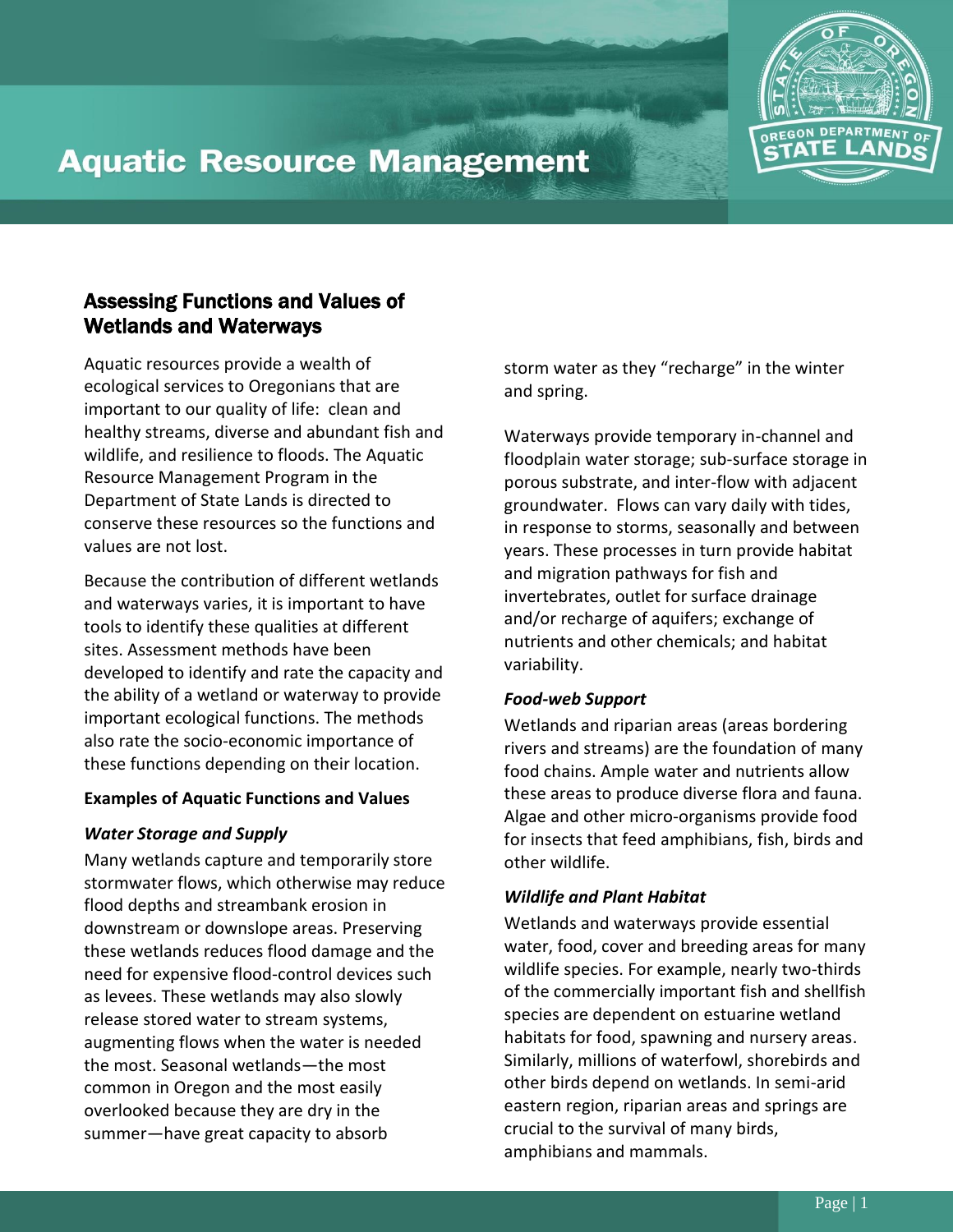# Aquatic Resource Management

## Assessing Functions and Values of Wetlands and Waterways

Aquatic resources provide a wealth of ecological services to Oregonians that are important to our quality of life: clean and healthy streams, diverse and abundant fish and wildlife, and resilience to floods. The Aquatic Resource Management Program in the Department of State Lands is directed to conserve these resources so the functions and values are not lost.

Because the contribution of different wetlands and waterways varies, it is important to have tools to identify these qualities at different sites. Assessment methods have been developed to identify and rate the capacity and the ability of a wetland or waterway to provide important ecological functions. The methods also rate the socio-economic importance of these functions depending on their location.

**Examples of Aquatic Functions and Values**

***Water Storage and Supply***

Many wetlands capture and temporarily store stormwater flows, which otherwise may reduce flood depths and streambank erosion in downstream or downslope areas. Preserving these wetlands reduces flood damage and the need for expensive flood-control devices such as levees. These wetlands may also slowly release stored water to stream systems, augmenting flows when the water is needed the most. Seasonal wetlands—the most common in Oregon and the most easily overlooked because they are dry in the summer—have great capacity to absorb storm water as they "recharge" in the winter and spring.

Waterways provide temporary in-channel and floodplain water storage; sub-surface storage in porous substrate, and inter-flow with adjacent groundwater. Flows can vary daily with tides, in response to storms, seasonally and between years. These processes in turn provide habitat and migration pathways for fish and invertebrates, outlet for surface drainage and/or recharge of aquifers; exchange of nutrients and other chemicals; and habitat variability.

***Food-web Support***

Wetlands and riparian areas (areas bordering rivers and streams) are the foundation of many food chains. Ample water and nutrients allow these areas to produce diverse flora and fauna. Algae and other micro-organisms provide food for insects that feed amphibians, fish, birds and other wildlife.

***Wildlife and Plant Habitat***

Wetlands and waterways provide essential water, food, cover and breeding areas for many wildlife species. For example, nearly two-thirds of the commercially important fish and shellfish species are dependent on estuarine wetland habitats for food, spawning and nursery areas. Similarly, millions of waterfowl, shorebirds and other birds depend on wetlands. In semi-arid eastern region, riparian areas and springs are crucial to the survival of many birds, amphibians and mammals.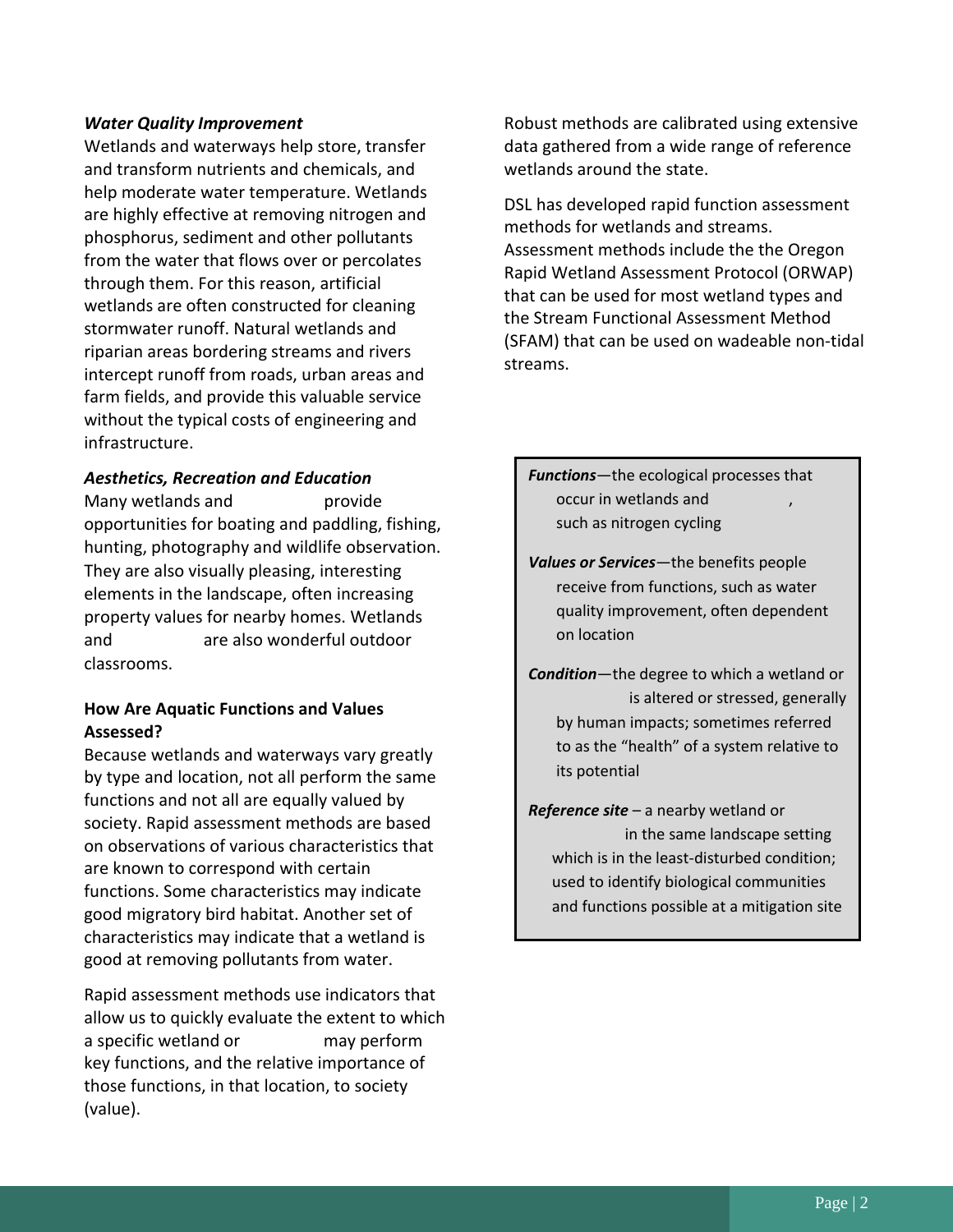*Water Quality Improvement*

Wetlands and waterways help store, transfer and transform nutrients and chemicals, and help moderate water temperature. Wetlands are highly effective at removing nitrogen and phosphorus, sediment and other pollutants from the water that flows over or percolates through them. For this reason, artificial wetlands are often constructed for cleaning stormwater runoff. Natural wetlands and riparian areas bordering streams and rivers intercept runoff from roads, urban areas and farm fields, and provide this valuable service without the typical costs of engineering and infrastructure.

*Aesthetics, Recreation and Education*

Many wetlands and provide opportunities for boating and paddling, fishing, hunting, photography and wildlife observation. They are also visually pleasing, interesting elements in the landscape, often increasing property values for nearby homes. Wetlands and are also wonderful outdoor classrooms.

**How Are Aquatic Functions and Values Assessed?**

Because wetlands and waterways vary greatly by type and location, not all perform the same functions and not all are equally valued by society. Rapid assessment methods are based on observations of various characteristics that are known to correspond with certain functions. Some characteristics may indicate good migratory bird habitat. Another set of characteristics may indicate that a wetland is good at removing pollutants from water.

Rapid assessment methods use indicators that allow us to quickly evaluate the extent to which a specific wetland or may perform key functions, and the relative importance of those functions, in that location, to society (value).

Robust methods are calibrated using extensive data gathered from a wide range of reference wetlands around the state.

DSL has developed rapid function assessment methods for wetlands and streams. Assessment methods include the the Oregon Rapid Wetland Assessment Protocol (ORWAP) that can be used for most wetland types and the Stream Functional Assessment Method (SFAM) that can be used on wadeable non-tidal streams.

***Functions***—the ecological processes that occur in wetlands and , such as nitrogen cycling

***Values or Services***—the benefits people receive from functions, such as water quality improvement, often dependent on location

***Condition***—the degree to which a wetland or is altered or stressed, generally by human impacts; sometimes referred to as the "health" of a system relative to its potential

***Reference site*** – a nearby wetland or in the same landscape setting which is in the least-disturbed condition; used to identify biological communities and functions possible at a mitigation site